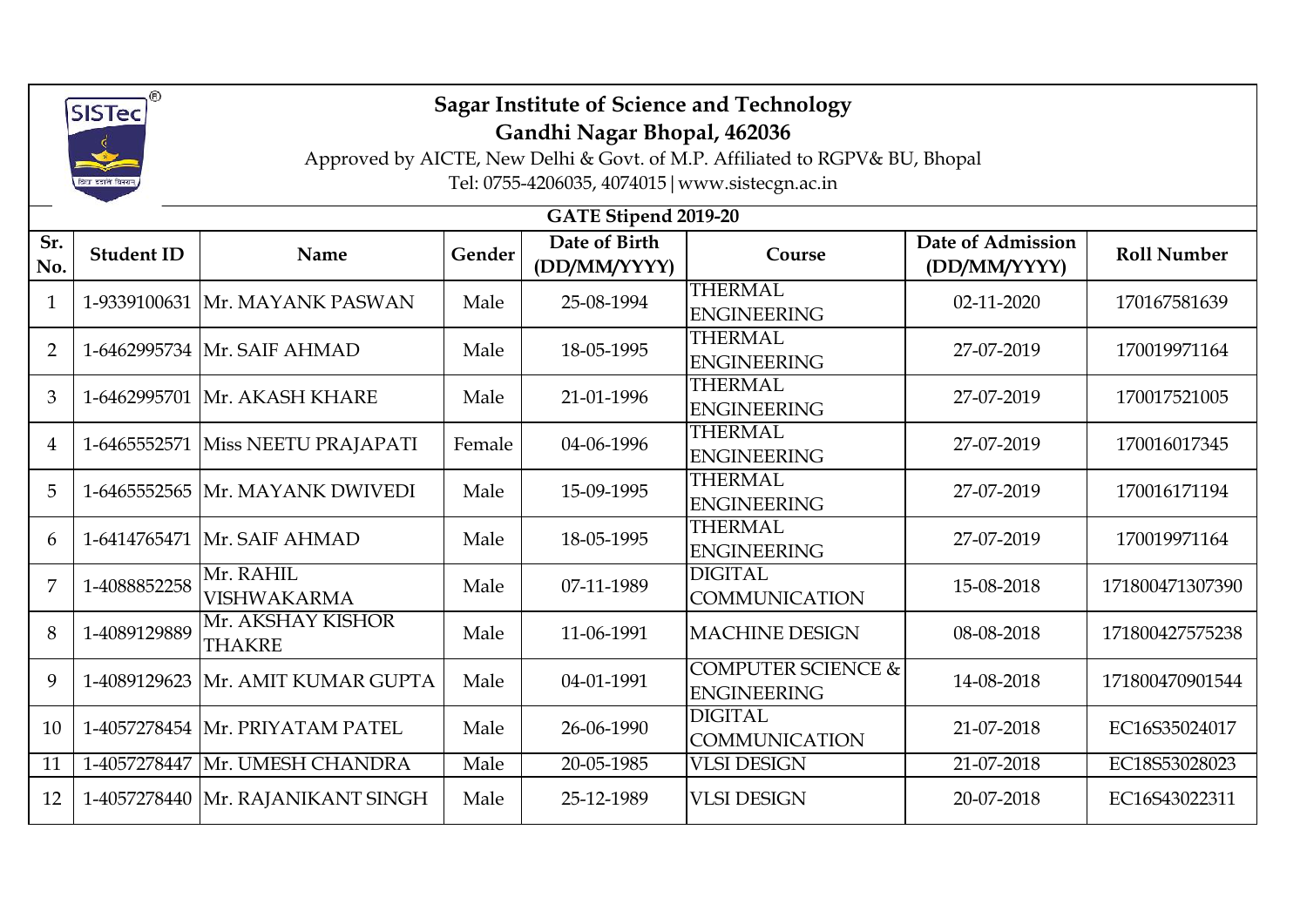# Sagar Institute of Science and Technology

**Gandhi Nagar Bhopal, 462036**

Approved by AICTE, New Delhi & Govt. of M.P. Affiliated to RGPV& BU, Bhopal

Tel: 0755-4206035, 4074015 | www.sistecgn.ac.in

## GATE Stipend 2019-20

| Sr. No. | Student ID | Name | Gender | Date of Birth (DD/MM/YYYY) | Course | Date of Admission (DD/MM/YYYY) | Roll Number |
|---|---|---|---|---|---|---|---|
| 1 | 1-9339100631 | Mr. MAYANK PASWAN | Male | 25-08-1994 | THERMAL ENGINEERING | 02-11-2020 | 170167581639 |
| 2 | 1-6462995734 | Mr. SAIF AHMAD | Male | 18-05-1995 | THERMAL ENGINEERING | 27-07-2019 | 170019971164 |
| 3 | 1-6462995701 | Mr. AKASH KHARE | Male | 21-01-1996 | THERMAL ENGINEERING | 27-07-2019 | 170017521005 |
| 4 | 1-6465552571 | Miss NEETU PRAJAPATI | Female | 04-06-1996 | THERMAL ENGINEERING | 27-07-2019 | 170016017345 |
| 5 | 1-6465552565 | Mr. MAYANK DWIVEDI | Male | 15-09-1995 | THERMAL ENGINEERING | 27-07-2019 | 170016171194 |
| 6 | 1-6414765471 | Mr. SAIF AHMAD | Male | 18-05-1995 | THERMAL ENGINEERING | 27-07-2019 | 170019971164 |
| 7 | 1-4088852258 | Mr. RAHIL VISHWAKARMA | Male | 07-11-1989 | DIGITAL COMMUNICATION | 15-08-2018 | 171800471307390 |
| 8 | 1-4089129889 | Mr. AKSHAY KISHOR THAKRE | Male | 11-06-1991 | MACHINE DESIGN | 08-08-2018 | 171800427575238 |
| 9 | 1-4089129623 | Mr. AMIT KUMAR GUPTA | Male | 04-01-1991 | COMPUTER SCIENCE & ENGINEERING | 14-08-2018 | 171800470901544 |
| 10 | 1-4057278454 | Mr. PRIYATAM PATEL | Male | 26-06-1990 | DIGITAL COMMUNICATION | 21-07-2018 | EC16S35024017 |
| 11 | 1-4057278447 | Mr. UMESH CHANDRA | Male | 20-05-1985 | VLSI DESIGN | 21-07-2018 | EC18S53028023 |
| 12 | 1-4057278440 | Mr. RAJANIKANT SINGH | Male | 25-12-1989 | VLSI DESIGN | 20-07-2018 | EC16S43022311 |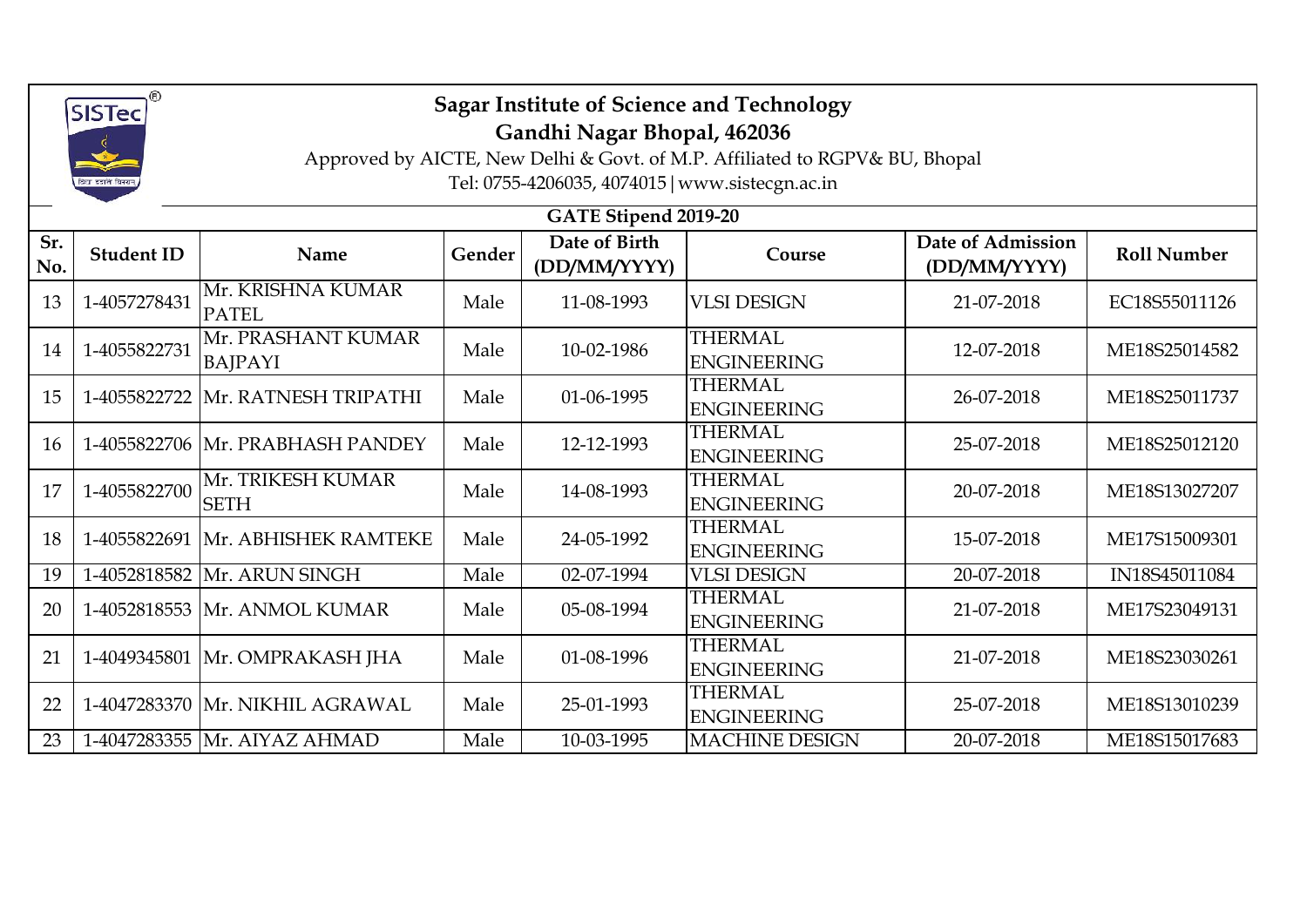# Sagar Institute of Science and Technology

**Gandhi Nagar Bhopal, 462036**

Approved by AICTE, New Delhi & Govt. of M.P. Affiliated to RGPV& BU, Bhopal

Tel: 0755-4206035, 4074015 | www.sistecgn.ac.in

## GATE Stipend 2019-20

| Sr. No. | Student ID | Name | Gender | Date of Birth (DD/MM/YYYY) | Course | Date of Admission (DD/MM/YYYY) | Roll Number |
|---|---|---|---|---|---|---|---|
| 13 | 1-4057278431 | Mr. KRISHNA KUMAR PATEL | Male | 11-08-1993 | VLSI DESIGN | 21-07-2018 | EC18S55011126 |
| 14 | 1-4055822731 | Mr. PRASHANT KUMAR BAJPAYI | Male | 10-02-1986 | THERMAL ENGINEERING | 12-07-2018 | ME18S25014582 |
| 15 | 1-4055822722 | Mr. RATNESH TRIPATHI | Male | 01-06-1995 | THERMAL ENGINEERING | 26-07-2018 | ME18S25011737 |
| 16 | 1-4055822706 | Mr. PRABHASH PANDEY | Male | 12-12-1993 | THERMAL ENGINEERING | 25-07-2018 | ME18S25012120 |
| 17 | 1-4055822700 | Mr. TRIKESH KUMAR SETH | Male | 14-08-1993 | THERMAL ENGINEERING | 20-07-2018 | ME18S13027207 |
| 18 | 1-4055822691 | Mr. ABHISHEK RAMTEKE | Male | 24-05-1992 | THERMAL ENGINEERING | 15-07-2018 | ME17S15009301 |
| 19 | 1-4052818582 | Mr. ARUN SINGH | Male | 02-07-1994 | VLSI DESIGN | 20-07-2018 | IN18S45011084 |
| 20 | 1-4052818553 | Mr. ANMOL KUMAR | Male | 05-08-1994 | THERMAL ENGINEERING | 21-07-2018 | ME17S23049131 |
| 21 | 1-4049345801 | Mr. OMPRAKASH JHA | Male | 01-08-1996 | THERMAL ENGINEERING | 21-07-2018 | ME18S23030261 |
| 22 | 1-4047283370 | Mr. NIKHIL AGRAWAL | Male | 25-01-1993 | THERMAL ENGINEERING | 25-07-2018 | ME18S13010239 |
| 23 | 1-4047283355 | Mr. AIYAZ AHMAD | Male | 10-03-1995 | MACHINE DESIGN | 20-07-2018 | ME18S15017683 |